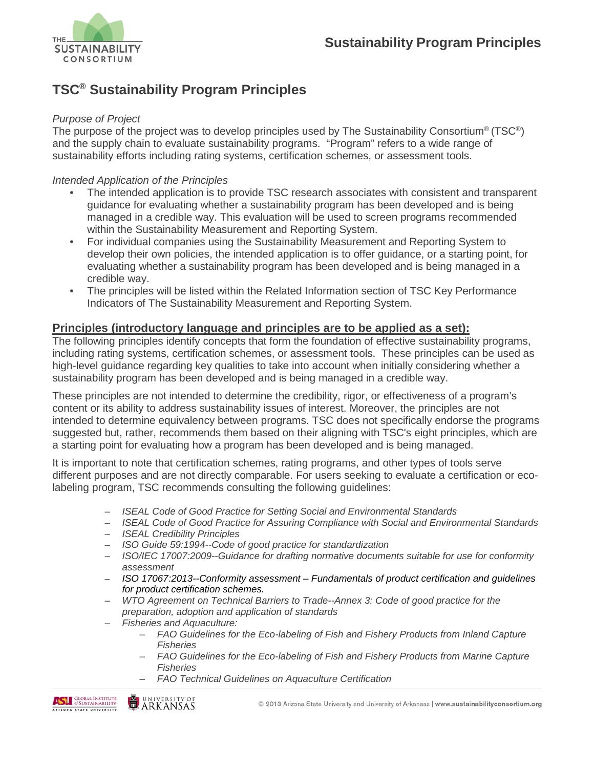# TSC® Sustainability Program Principles

*Purpose of Project*

The purpose of the project was to develop principles used by The Sustainability Consortium® (TSC®) and the supply chain to evaluate sustainability programs. "Program" refers to a wide range of sustainability efforts including rating systems, certification schemes, or assessment tools.

*Intended Application of the Principles*

- The intended application is to provide TSC research associates with consistent and transparent guidance for evaluating whether a sustainability program has been developed and is being managed in a credible way. This evaluation will be used to screen programs recommended within the Sustainability Measurement and Reporting System.
- For individual companies using the Sustainability Measurement and Reporting System to develop their own policies, the intended application is to offer guidance, or a starting point, for evaluating whether a sustainability program has been developed and is being managed in a credible way.
- The principles will be listed within the Related Information section of TSC Key Performance Indicators of The Sustainability Measurement and Reporting System.

## Principles (introductory language and principles are to be applied as a set):

The following principles identify concepts that form the foundation of effective sustainability programs, including rating systems, certification schemes, or assessment tools. These principles can be used as high-level guidance regarding key qualities to take into account when initially considering whether a sustainability program has been developed and is being managed in a credible way.

These principles are not intended to determine the credibility, rigor, or effectiveness of a program's content or its ability to address sustainability issues of interest. Moreover, the principles are not intended to determine equivalency between programs. TSC does not specifically endorse the programs suggested but, rather, recommends them based on their aligning with TSC's eight principles, which are a starting point for evaluating how a program has been developed and is being managed.

It is important to note that certification schemes, rating programs, and other types of tools serve different purposes and are not directly comparable. For users seeking to evaluate a certification or eco-labeling program, TSC recommends consulting the following guidelines:

- *ISEAL Code of Good Practice for Setting Social and Environmental Standards*
- *ISEAL Code of Good Practice for Assuring Compliance with Social and Environmental Standards*
- *ISEAL Credibility Principles*
- *ISO Guide 59:1994--Code of good practice for standardization*
- *ISO/IEC 17007:2009--Guidance for drafting normative documents suitable for use for conformity assessment*
- *ISO 17067:2013--Conformity assessment – Fundamentals of product certification and guidelines for product certification schemes.*
- *WTO Agreement on Technical Barriers to Trade--Annex 3: Code of good practice for the preparation, adoption and application of standards*
- *Fisheries and Aquaculture:*
  - *FAO Guidelines for the Eco-labeling of Fish and Fishery Products from Inland Capture Fisheries*
  - *FAO Guidelines for the Eco-labeling of Fish and Fishery Products from Marine Capture Fisheries*
  - *FAO Technical Guidelines on Aquaculture Certification*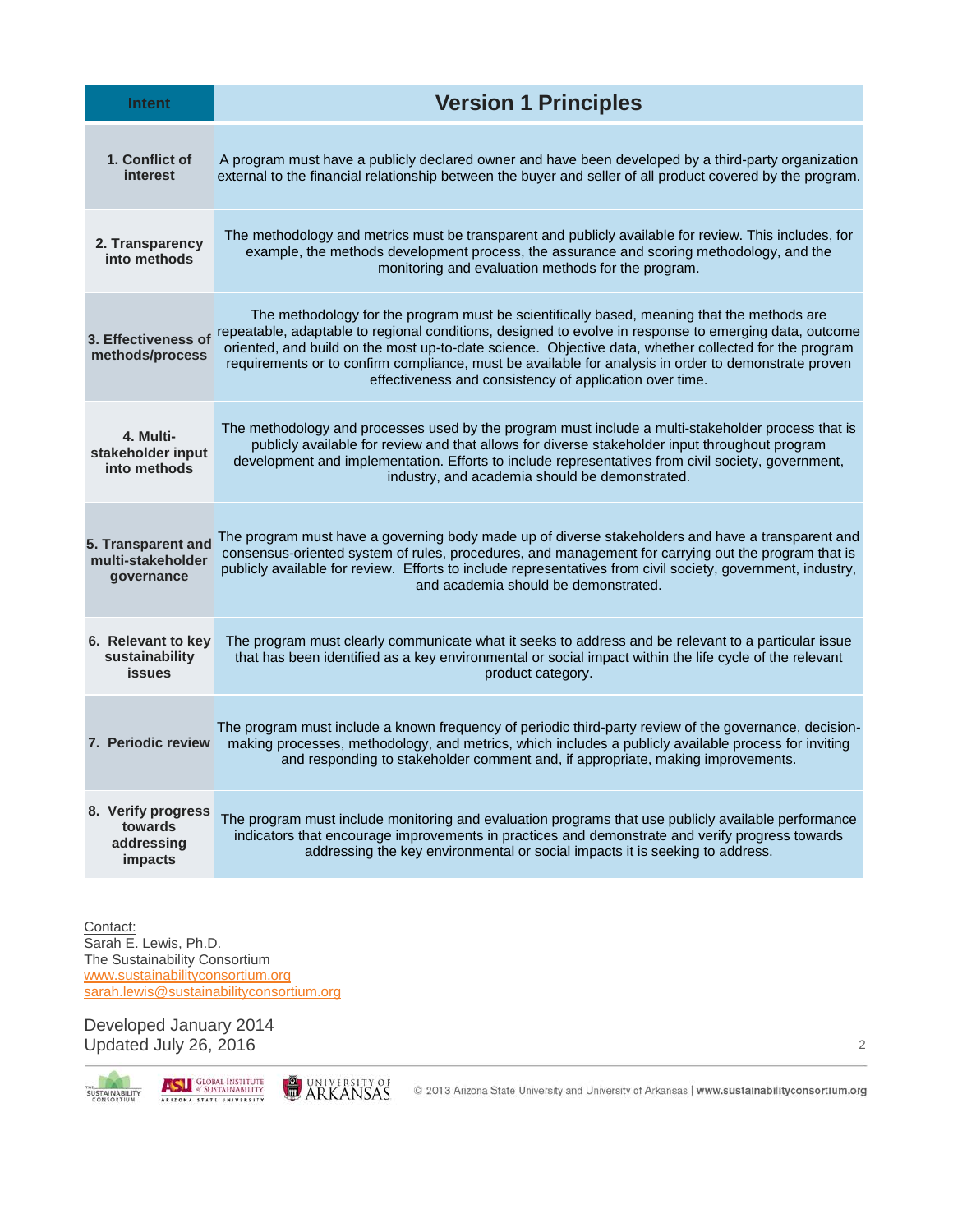| Intent | Version 1 Principles |
|---|---|
| **1. Conflict of interest** | A program must have a publicly declared owner and have been developed by a third-party organization external to the financial relationship between the buyer and seller of all product covered by the program. |
| **2. Transparency into methods** | The methodology and metrics must be transparent and publicly available for review. This includes, for example, the methods development process, the assurance and scoring methodology, and the monitoring and evaluation methods for the program. |
| **3. Effectiveness of methods/process** | The methodology for the program must be scientifically based, meaning that the methods are repeatable, adaptable to regional conditions, designed to evolve in response to emerging data, outcome oriented, and build on the most up-to-date science. Objective data, whether collected for the program requirements or to confirm compliance, must be available for analysis in order to demonstrate proven effectiveness and consistency of application over time. |
| **4. Multi-stakeholder input into methods** | The methodology and processes used by the program must include a multi-stakeholder process that is publicly available for review and that allows for diverse stakeholder input throughout program development and implementation. Efforts to include representatives from civil society, government, industry, and academia should be demonstrated. |
| **5. Transparent and multi-stakeholder governance** | The program must have a governing body made up of diverse stakeholders and have a transparent and consensus-oriented system of rules, procedures, and management for carrying out the program that is publicly available for review. Efforts to include representatives from civil society, government, industry, and academia should be demonstrated. |
| **6. Relevant to key sustainability issues** | The program must clearly communicate what it seeks to address and be relevant to a particular issue that has been identified as a key environmental or social impact within the life cycle of the relevant product category. |
| **7. Periodic review** | The program must include a known frequency of periodic third-party review of the governance, decision-making processes, methodology, and metrics, which includes a publicly available process for inviting and responding to stakeholder comment and, if appropriate, making improvements. |
| **8. Verify progress towards addressing impacts** | The program must include monitoring and evaluation programs that use publicly available performance indicators that encourage improvements in practices and demonstrate and verify progress towards addressing the key environmental or social impacts it is seeking to address. |

Contact:
Sarah E. Lewis, Ph.D.
The Sustainability Consortium
www.sustainabilityconsortium.org
sarah.lewis@sustainabilityconsortium.org

Developed January 2014
Updated July 26, 2016

© 2013 Arizona State University and University of Arkansas | www.sustainabilityconsortium.org